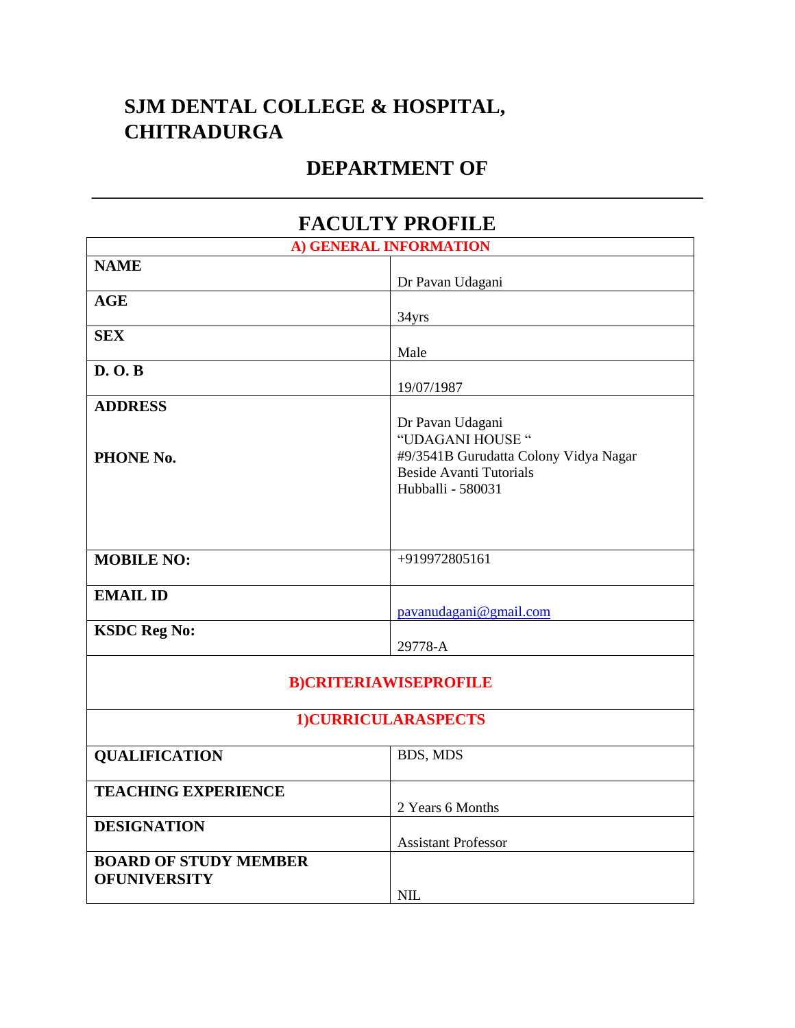# SJM DENTAL COLLEGE & HOSPITAL, CHITRADURGA

## DEPARTMENT OF

---

## FACULTY PROFILE

| A) GENERAL INFORMATION | |
|---|---|
| **NAME** | Dr Pavan Udagani |
| **AGE** | 34yrs |
| **SEX** | Male |
| **D. O. B** | 19/07/1987 |
| **ADDRESS**<br><br>**PHONE No.** | Dr Pavan Udagani<br>"UDAGANI HOUSE "<br>#9/3541B Gurudatta Colony Vidya Nagar<br>Beside Avanti Tutorials<br>Hubballi - 580031 |
| **MOBILE NO:** | +919972805161 |
| **EMAIL ID** | pavanudagani@gmail.com |
| **KSDC Reg No:** | 29778-A |
| **B)CRITERIAWISEPROFILE** | |
| **1)CURRICULARASPECTS** | |
| **QUALIFICATION** | BDS, MDS |
| **TEACHING EXPERIENCE** | 2 Years 6 Months |
| **DESIGNATION** | Assistant Professor |
| **BOARD OF STUDY MEMBER OFUNIVERSITY** | NIL |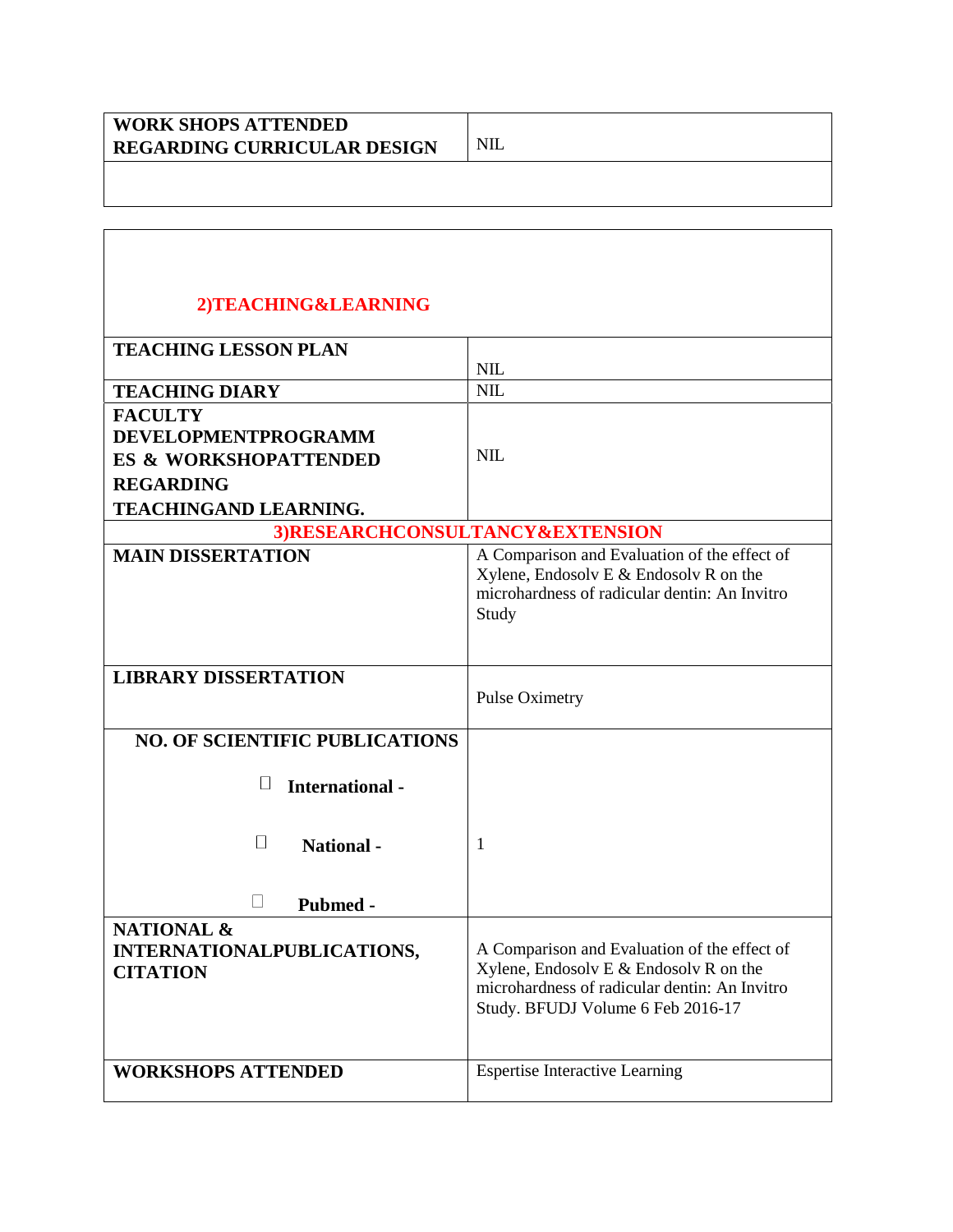| WORK SHOPS ATTENDED REGARDING CURRICULAR DESIGN | NIL |
|---|---|
| | |

| **2)TEACHING&LEARNING** | |
|---|---|
| **TEACHING LESSON PLAN** | NIL |
| **TEACHING DIARY** | NIL |
| **FACULTY DEVELOPMENTPROGRAMMES & WORKSHOPATTENDED REGARDING TEACHINGAND LEARNING.** | NIL |
| **3)RESEARCHCONSULTANCY&EXTENSION** | |
| **MAIN DISSERTATION** | A Comparison and Evaluation of the effect of Xylene, Endosolv E & Endosolv R on the microhardness of radicular dentin: An Invitro Study |
| **LIBRARY DISSERTATION** | Pulse Oximetry |
| **NO. OF SCIENTIFIC PUBLICATIONS**<br>☐ **International -**<br>☐ **National -**<br>☐ **Pubmed -** | 1 |
| **NATIONAL & INTERNATIONALPUBLICATIONS, CITATION** | A Comparison and Evaluation of the effect of Xylene, Endosolv E & Endosolv R on the microhardness of radicular dentin: An Invitro Study. BFUDJ Volume 6 Feb 2016-17 |
| **WORKSHOPS ATTENDED** | Espertise Interactive Learning |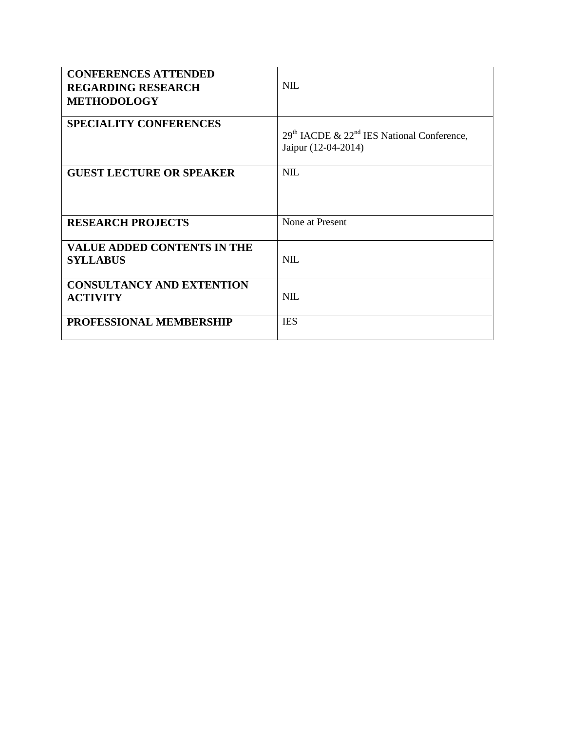| | |
|---|---|
| **CONFERENCES ATTENDED REGARDING RESEARCH METHODOLOGY** | NIL |
| **SPECIALITY CONFERENCES** | 29th IACDE & 22nd IES National Conference, Jaipur (12-04-2014) |
| **GUEST LECTURE OR SPEAKER** | NIL |
| **RESEARCH PROJECTS** | None at Present |
| **VALUE ADDED CONTENTS IN THE SYLLABUS** | NIL |
| **CONSULTANCY AND EXTENTION ACTIVITY** | NIL |
| **PROFESSIONAL MEMBERSHIP** | IES |